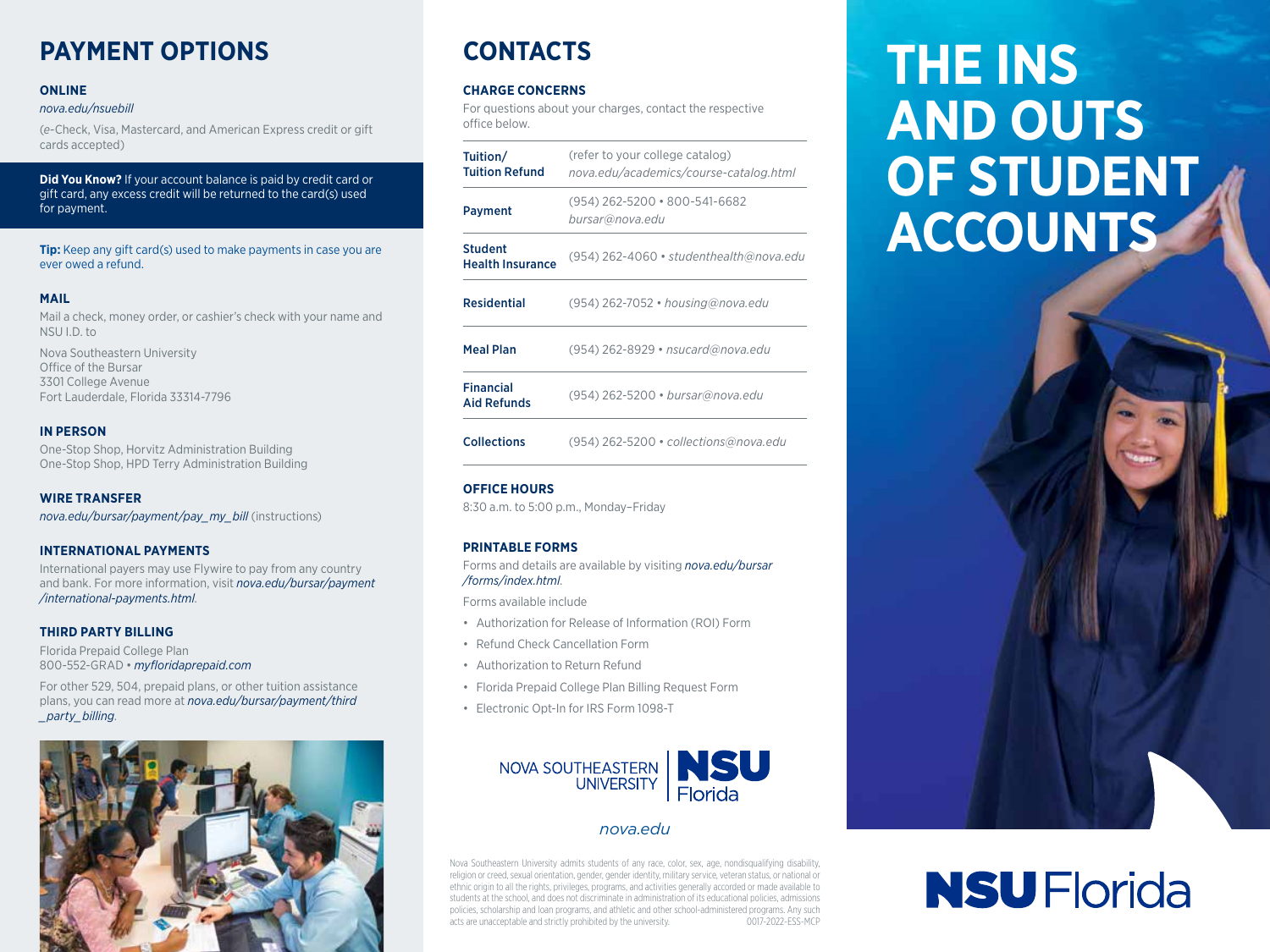## PAYMENT OPTIONS

### ONLINE

*nova.edu/nsuebill*

(e-Check, Visa, Mastercard, and American Express credit or gift cards accepted)

**Did You Know?** If your account balance is paid by credit card or gift card, any excess credit will be returned to the card(s) used for payment.

**Tip:** Keep any gift card(s) used to make payments in case you are ever owed a refund.

### MAIL

Mail a check, money order, or cashier's check with your name and NSU I.D. to

Nova Southeastern University
Office of the Bursar
3301 College Avenue
Fort Lauderdale, Florida 33314-7796

### IN PERSON

One-Stop Shop, Horvitz Administration Building
One-Stop Shop, HPD Terry Administration Building

### WIRE TRANSFER

*nova.edu/bursar/payment/pay_my_bill* (instructions)

### INTERNATIONAL PAYMENTS

International payers may use Flywire to pay from any country and bank. For more information, visit *nova.edu/bursar/payment/international-payments.html*.

### THIRD PARTY BILLING

Florida Prepaid College Plan
800-552-GRAD • *myfloridaprepaid.com*

For other 529, 504, prepaid plans, or other tuition assistance plans, you can read more at *nova.edu/bursar/payment/third_party_billing*.

## CONTACTS

### CHARGE CONCERNS

For questions about your charges, contact the respective office below.

| | |
|---|---|
| **Tuition/ Tuition Refund** | (refer to your college catalog) *nova.edu/academics/course-catalog.html* |
| **Payment** | (954) 262-5200 • 800-541-6682 *bursar@nova.edu* |
| **Student Health Insurance** | (954) 262-4060 • *studenthealth@nova.edu* |
| **Residential** | (954) 262-7052 • *housing@nova.edu* |
| **Meal Plan** | (954) 262-8929 • *nsucard@nova.edu* |
| **Financial Aid Refunds** | (954) 262-5200 • *bursar@nova.edu* |
| **Collections** | (954) 262-5200 • *collections@nova.edu* |

### OFFICE HOURS

8:30 a.m. to 5:00 p.m., Monday–Friday

### PRINTABLE FORMS

Forms and details are available by visiting *nova.edu/bursar/forms/index.html*.

Forms available include

- Authorization for Release of Information (ROI) Form
- Refund Check Cancellation Form
- Authorization to Return Refund
- Florida Prepaid College Plan Billing Request Form
- Electronic Opt-In for IRS Form 1098-T

NOVA SOUTHEASTERN UNIVERSITY | NSU Florida

*nova.edu*

Nova Southeastern University admits students of any race, color, sex, age, nondisqualifying disability, religion or creed, sexual orientation, gender, gender identity, military service, veteran status, or national or ethnic origin to all the rights, privileges, programs, and activities generally accorded or made available to students at the school, and does not discriminate in administration of its educational policies, admissions policies, scholarship and loan programs, and athletic and other school-administered programs. Any such acts are unacceptable and strictly prohibited by the university. 0017-2022-ESS-MCP

# THE INS AND OUTS OF STUDENT ACCOUNTS

NSU Florida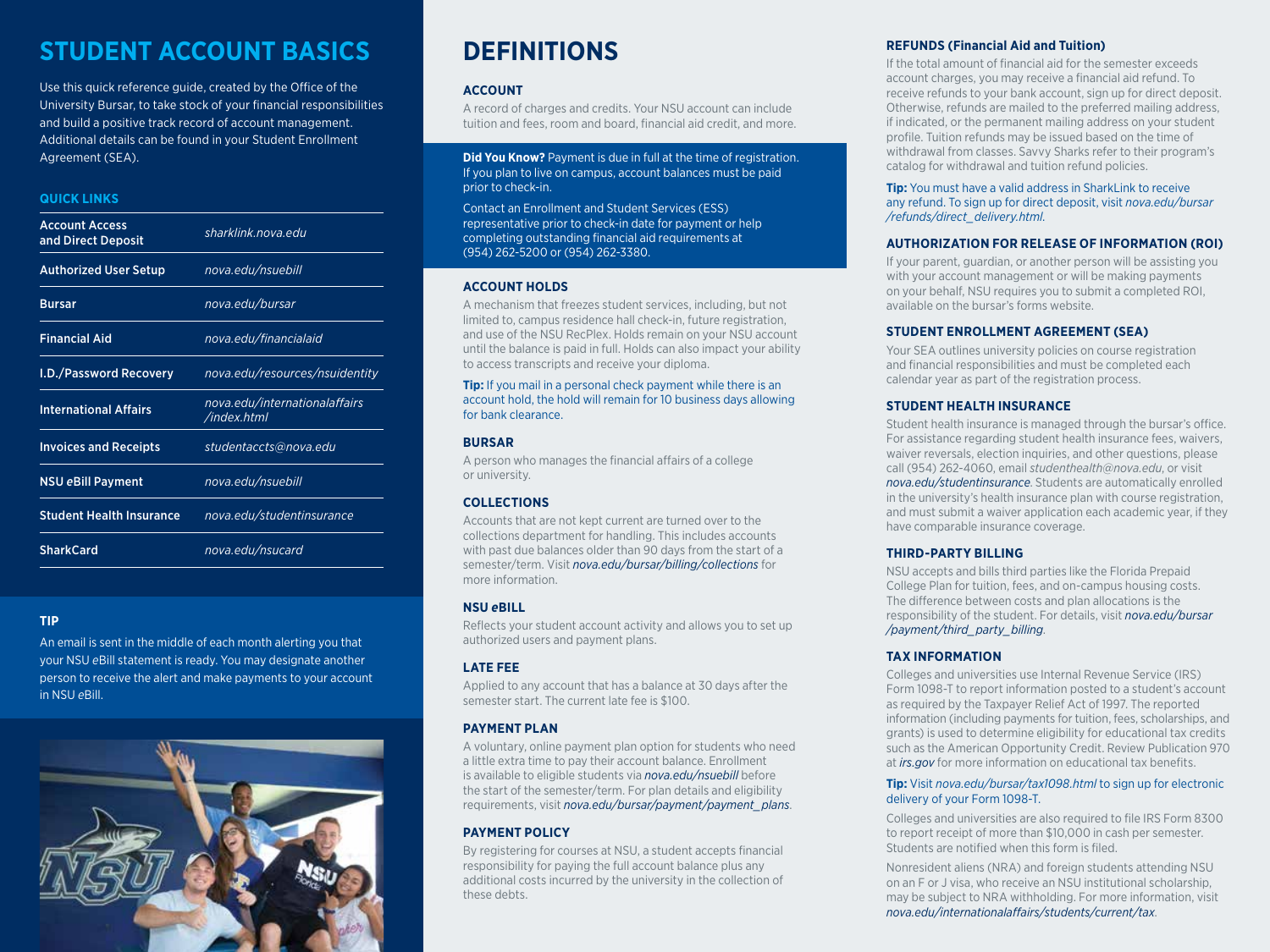# STUDENT ACCOUNT BASICS

Use this quick reference guide, created by the Office of the University Bursar, to take stock of your financial responsibilities and build a positive track record of account management. Additional details can be found in your Student Enrollment Agreement (SEA).

### QUICK LINKS

| | |
|---|---|
| **Account Access and Direct Deposit** | *sharklink.nova.edu* |
| **Authorized User Setup** | *nova.edu/nsuebill* |
| **Bursar** | *nova.edu/bursar* |
| **Financial Aid** | *nova.edu/financialaid* |
| **I.D./Password Recovery** | *nova.edu/resources/nsuidentity* |
| **International Affairs** | *nova.edu/internationalaffairs/index.html* |
| **Invoices and Receipts** | *studentaccts@nova.edu* |
| **NSU eBill Payment** | *nova.edu/nsuebill* |
| **Student Health Insurance** | *nova.edu/studentinsurance* |
| **SharkCard** | *nova.edu/nsucard* |

### TIP

An email is sent in the middle of each month alerting you that your NSU *e*Bill statement is ready. You may designate another person to receive the alert and make payments to your account in NSU *e*Bill.

# DEFINITIONS

### ACCOUNT

A record of charges and credits. Your NSU account can include tuition and fees, room and board, financial aid credit, and more.

**Did You Know?** Payment is due in full at the time of registration. If you plan to live on campus, account balances must be paid prior to check-in.

Contact an Enrollment and Student Services (ESS) representative prior to check-in date for payment or help completing outstanding financial aid requirements at (954) 262-5200 or (954) 262-3380.

### ACCOUNT HOLDS

A mechanism that freezes student services, including, but not limited to, campus residence hall check-in, future registration, and use of the NSU RecPlex. Holds remain on your NSU account until the balance is paid in full. Holds can also impact your ability to access transcripts and receive your diploma.

**Tip:** If you mail in a personal check payment while there is an account hold, the hold will remain for 10 business days allowing for bank clearance.

### BURSAR

A person who manages the financial affairs of a college or university.

### COLLECTIONS

Accounts that are not kept current are turned over to the collections department for handling. This includes accounts with past due balances older than 90 days from the start of a semester/term. Visit *nova.edu/bursar/billing/collections* for more information.

### NSU *e*BILL

Reflects your student account activity and allows you to set up authorized users and payment plans.

### LATE FEE

Applied to any account that has a balance at 30 days after the semester start. The current late fee is $100.

### PAYMENT PLAN

A voluntary, online payment plan option for students who need a little extra time to pay their account balance. Enrollment is available to eligible students via *nova.edu/nsuebill* before the start of the semester/term. For plan details and eligibility requirements, visit *nova.edu/bursar/payment/payment_plans*.

### PAYMENT POLICY

By registering for courses at NSU, a student accepts financial responsibility for paying the full account balance plus any additional costs incurred by the university in the collection of these debts.

### REFUNDS (Financial Aid and Tuition)

If the total amount of financial aid for the semester exceeds account charges, you may receive a financial aid refund. To receive refunds to your bank account, sign up for direct deposit. Otherwise, refunds are mailed to the preferred mailing address, if indicated, or the permanent mailing address on your student profile. Tuition refunds may be issued based on the time of withdrawal from classes. Savvy Sharks refer to their program's catalog for withdrawal and tuition refund policies.

**Tip:** You must have a valid address in SharkLink to receive any refund. To sign up for direct deposit, visit *nova.edu/bursar/refunds/direct_delivery.html*.

### AUTHORIZATION FOR RELEASE OF INFORMATION (ROI)

If your parent, guardian, or another person will be assisting you with your account management or will be making payments on your behalf, NSU requires you to submit a completed ROI, available on the bursar's forms website.

### STUDENT ENROLLMENT AGREEMENT (SEA)

Your SEA outlines university policies on course registration and financial responsibilities and must be completed each calendar year as part of the registration process.

### STUDENT HEALTH INSURANCE

Student health insurance is managed through the bursar's office. For assistance regarding student health insurance fees, waivers, waiver reversals, election inquiries, and other questions, please call (954) 262-4060, email *studenthealth@nova.edu*, or visit *nova.edu/studentinsurance*. Students are automatically enrolled in the university's health insurance plan with course registration, and must submit a waiver application each academic year, if they have comparable insurance coverage.

### THIRD-PARTY BILLING

NSU accepts and bills third parties like the Florida Prepaid College Plan for tuition, fees, and on-campus housing costs. The difference between costs and plan allocations is the responsibility of the student. For details, visit *nova.edu/bursar/payment/third_party_billing*.

### TAX INFORMATION

Colleges and universities use Internal Revenue Service (IRS) Form 1098-T to report information posted to a student's account as required by the Taxpayer Relief Act of 1997. The reported information (including payments for tuition, fees, scholarships, and grants) is used to determine eligibility for educational tax credits such as the American Opportunity Credit. Review Publication 970 at *irs.gov* for more information on educational tax benefits.

**Tip:** Visit *nova.edu/bursar/tax1098.html* to sign up for electronic delivery of your Form 1098-T.

Colleges and universities are also required to file IRS Form 8300 to report receipt of more than $10,000 in cash per semester. Students are notified when this form is filed.

Nonresident aliens (NRA) and foreign students attending NSU on an F or J visa, who receive an NSU institutional scholarship, may be subject to NRA withholding. For more information, visit *nova.edu/internationalaffairs/students/current/tax*.